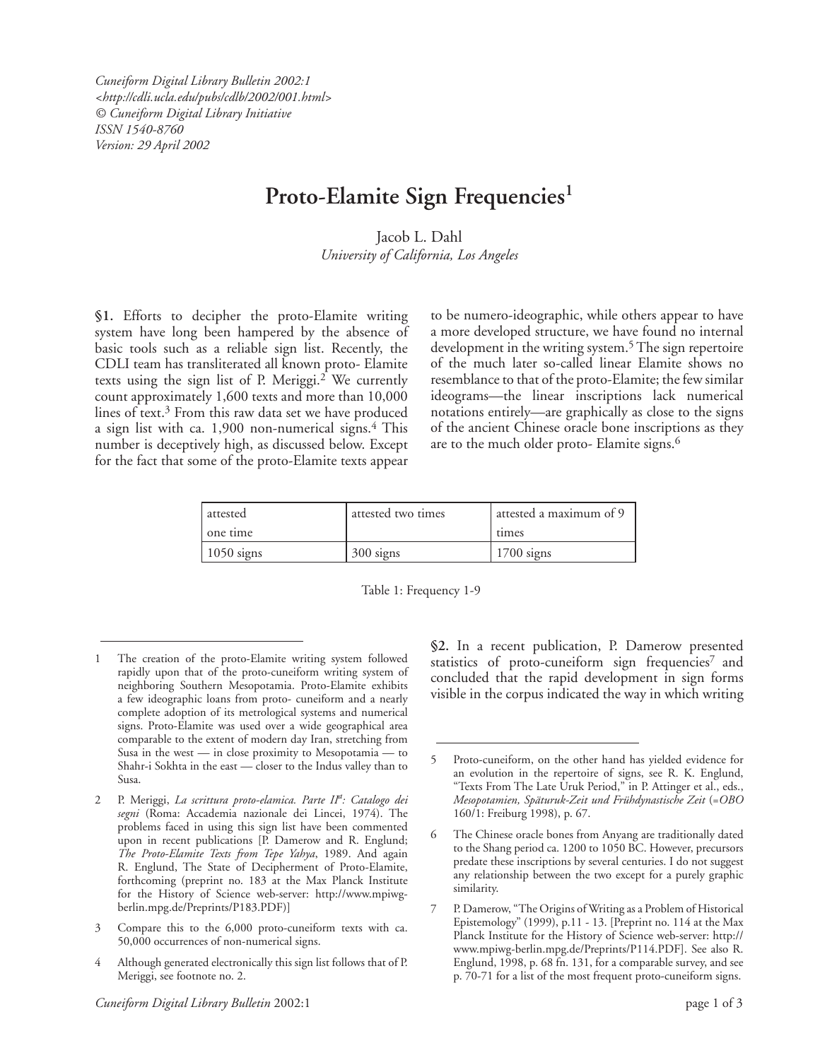*Cuneiform Digital Library Bulletin 2002:1*
*<http://cdli.ucla.edu/pubs/cdlb/2002/001.html>*
*© Cuneiform Digital Library Initiative*
*ISSN 1540-8760*
*Version: 29 April 2002*

# Proto-Elamite Sign Frequencies[1]

Jacob L. Dahl
*University of California, Los Angeles*

**§1.** Efforts to decipher the proto-Elamite writing system have long been hampered by the absence of basic tools such as a reliable sign list. Recently, the CDLI team has transliterated all known proto- Elamite texts using the sign list of P. Meriggi.[2] We currently count approximately 1,600 texts and more than 10,000 lines of text.[3] From this raw data set we have produced a sign list with ca. 1,900 non-numerical signs.[4] This number is deceptively high, as discussed below. Except for the fact that some of the proto-Elamite texts appear to be numero-ideographic, while others appear to have a more developed structure, we have found no internal development in the writing system.[5] The sign repertoire of the much later so-called linear Elamite shows no resemblance to that of the proto-Elamite; the few similar ideograms—the linear inscriptions lack numerical notations entirely—are graphically as close to the signs of the ancient Chinese oracle bone inscriptions as they are to the much older proto- Elamite signs.[6]

| attested one time | attested two times | attested a maximum of 9 times |
|---|---|---|
| 1050 signs | 300 signs | 1700 signs |

Table 1: Frequency 1-9

**§2.** In a recent publication, P. Damerow presented statistics of proto-cuneiform sign frequencies[7] and concluded that the rapid development in sign forms visible in the corpus indicated the way in which writing

---

1 The creation of the proto-Elamite writing system followed rapidly upon that of the proto-cuneiform writing system of neighboring Southern Mesopotamia. Proto-Elamite exhibits a few ideographic loans from proto- cuneiform and a nearly complete adoption of its metrological systems and numerical signs. Proto-Elamite was used over a wide geographical area comparable to the extent of modern day Iran, stretching from Susa in the west — in close proximity to Mesopotamia — to Shahr-i Sokhta in the east — closer to the Indus valley than to Susa.

2 P. Meriggi, *La scrittura proto-elamica. Parte IIª: Catalogo dei segni* (Roma: Accademia nazionale dei Lincei, 1974). The problems faced in using this sign list have been commented upon in recent publications [P. Damerow and R. Englund; *The Proto-Elamite Texts from Tepe Yahya*, 1989. And again R. Englund, The State of Decipherment of Proto-Elamite, forthcoming (preprint no. 183 at the Max Planck Institute for the History of Science web-server: http://www.mpiwg-berlin.mpg.de/Preprints/P183.PDF)]

3 Compare this to the 6,000 proto-cuneiform texts with ca. 50,000 occurrences of non-numerical signs.

4 Although generated electronically this sign list follows that of P. Meriggi, see footnote no. 2.

5 Proto-cuneiform, on the other hand has yielded evidence for an evolution in the repertoire of signs, see R. K. Englund, "Texts From The Late Uruk Period," in P. Attinger et al., eds., *Mesopotamien, Späturuk-Zeit und Frühdynastische Zeit* (=*OBO* 160/1: Freiburg 1998), p. 67.

6 The Chinese oracle bones from Anyang are traditionally dated to the Shang period ca. 1200 to 1050 BC. However, precursors predate these inscriptions by several centuries. I do not suggest any relationship between the two except for a purely graphic similarity.

7 P. Damerow, "The Origins of Writing as a Problem of Historical Epistemology" (1999), p.11 - 13. [Preprint no. 114 at the Max Planck Institute for the History of Science web-server: http://www.mpiwg-berlin.mpg.de/Preprints/P114.PDF]. See also R. Englund, 1998, p. 68 fn. 131, for a comparable survey, and see p. 70-71 for a list of the most frequent proto-cuneiform signs.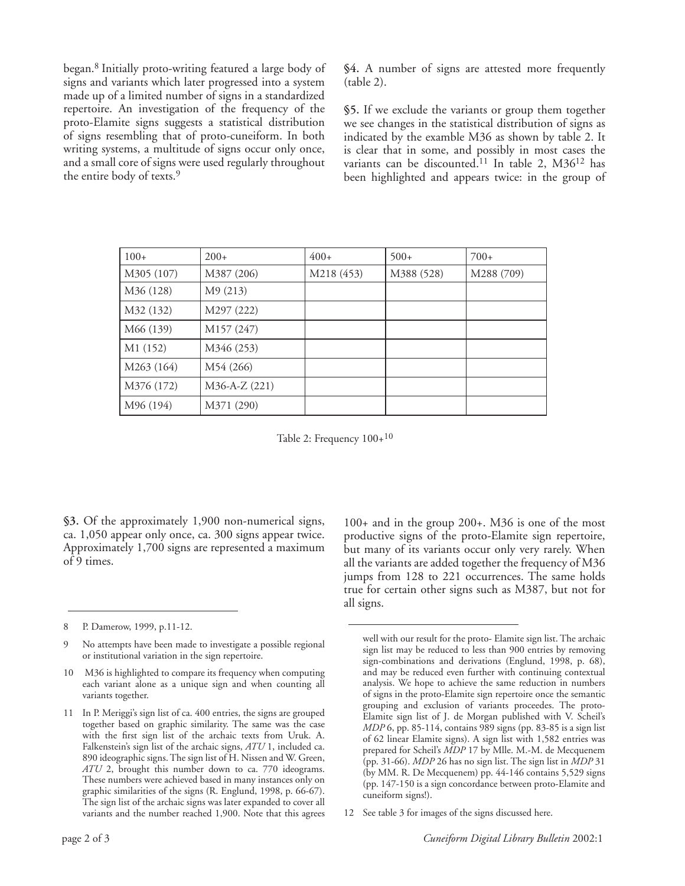began.[8] Initially proto-writing featured a large body of signs and variants which later progressed into a system made up of a limited number of signs in a standardized repertoire. An investigation of the frequency of the proto-Elamite signs suggests a statistical distribution of signs resembling that of proto-cuneiform. In both writing systems, a multitude of signs occur only once, and a small core of signs were used regularly throughout the entire body of texts.[9]

**§3.** Of the approximately 1,900 non-numerical signs, ca. 1,050 appear only once, ca. 300 signs appear twice. Approximately 1,700 signs are represented a maximum of 9 times.

**§4.** A number of signs are attested more frequently (table 2).

**§5.** If we exclude the variants or group them together we see changes in the statistical distribution of signs as indicated by the examble M36 as shown by table 2. It is clear that in some, and possibly in most cases the variants can be discounted.[11] In table 2, M36[12] has been highlighted and appears twice: in the group of 100+ and in the group 200+. M36 is one of the most productive signs of the proto-Elamite sign repertoire, but many of its variants occur only very rarely. When all the variants are added together the frequency of M36 jumps from 128 to 221 occurrences. The same holds true for certain other signs such as M387, but not for all signs.

| 100+ | 200+ | 400+ | 500+ | 700+ |
|---|---|---|---|---|
| M305 (107) | M387 (206) | M218 (453) | M388 (528) | M288 (709) |
| M36 (128) | M9 (213) | | | |
| M32 (132) | M297 (222) | | | |
| M66 (139) | M157 (247) | | | |
| M1 (152) | M346 (253) | | | |
| M263 (164) | M54 (266) | | | |
| M376 (172) | M36-A-Z (221) | | | |
| M96 (194) | M371 (290) | | | |

Table 2: Frequency 100+[10]

---

8 P. Damerow, 1999, p.11-12.

9 No attempts have been made to investigate a possible regional or institutional variation in the sign repertoire.

10 M36 is highlighted to compare its frequency when computing each variant alone as a unique sign and when counting all variants together.

11 In P. Meriggi's sign list of ca. 400 entries, the signs are grouped together based on graphic similarity. The same was the case with the first sign list of the archaic texts from Uruk. A. Falkenstein's sign list of the archaic signs, *ATU* 1, included ca. 890 ideographic signs. The sign list of H. Nissen and W. Green, *ATU* 2, brought this number down to ca. 770 ideograms. These numbers were achieved based in many instances only on graphic similarities of the signs (R. Englund, 1998, p. 66-67). The sign list of the archaic signs was later expanded to cover all variants and the number reached 1,900. Note that this agrees well with our result for the proto- Elamite sign list. The archaic sign list may be reduced to less than 900 entries by removing sign-combinations and derivations (Englund, 1998, p. 68), and may be reduced even further with continuing contextual analysis. We hope to achieve the same reduction in numbers of signs in the proto-Elamite sign repertoire once the semantic grouping and exclusion of variants proceedes. The proto-Elamite sign list of J. de Morgan published with V. Scheil's *MDP* 6, pp. 85-114, contains 989 signs (pp. 83-85 is a sign list of 62 linear Elamite signs). A sign list with 1,582 entries was prepared for Scheil's *MDP* 17 by Mlle. M.-M. de Mecquenem (pp. 31-66). *MDP* 26 has no sign list. The sign list in *MDP* 31 (by MM. R. De Mecquenem) pp. 44-146 contains 5,529 signs (pp. 147-150 is a sign concordance between proto-Elamite and cuneiform signs!).

12 See table 3 for images of the signs discussed here.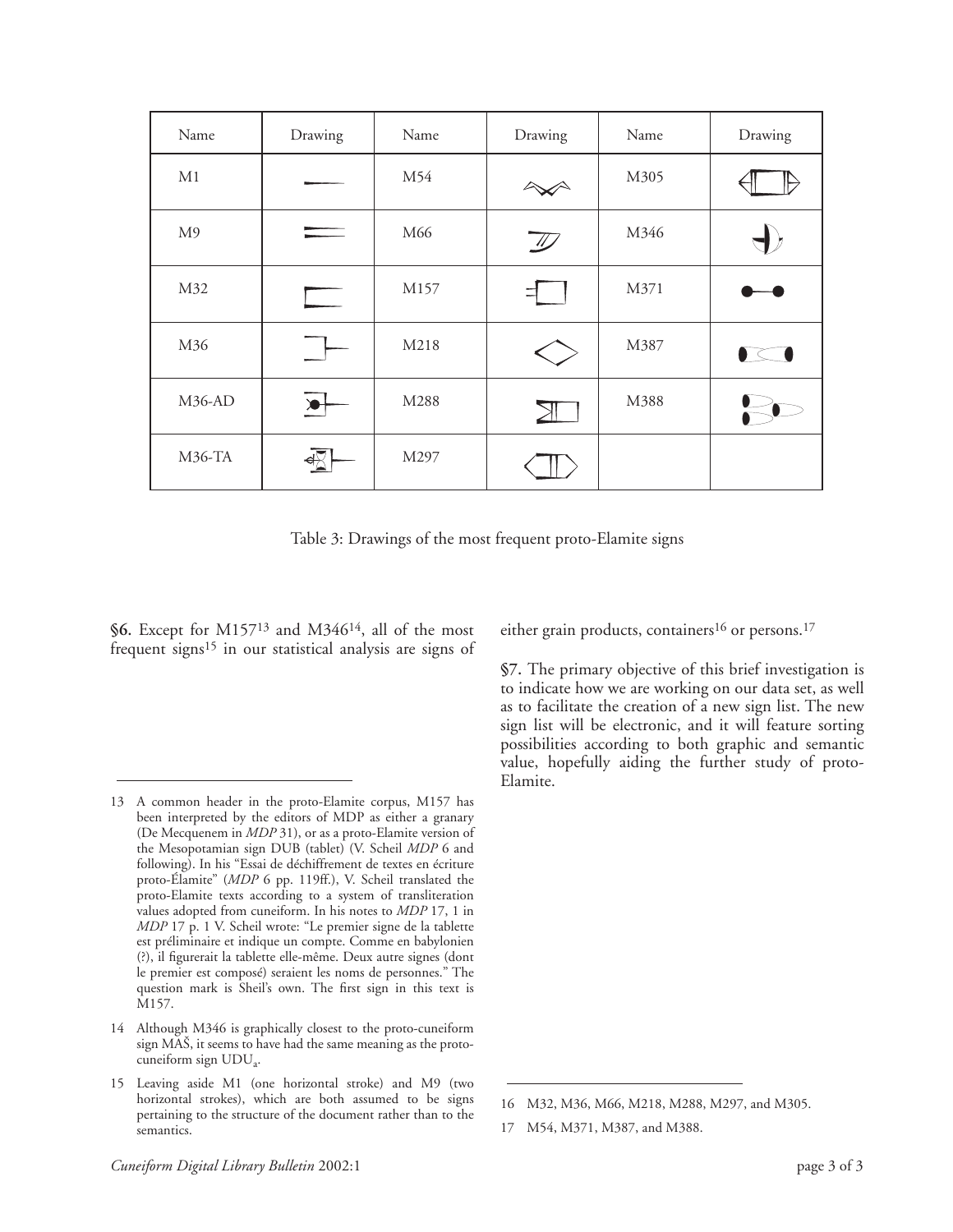| Name | Drawing | Name | Drawing | Name | Drawing |
|---|---|---|---|---|---|
| M1 | | M54 | | M305 | |
| M9 | | M66 | | M346 | |
| M32 | | M157 | | M371 | |
| M36 | | M218 | | M387 | |
| M36-AD | | M288 | | M388 | |
| M36-TA | | M297 | | | |

Table 3: Drawings of the most frequent proto-Elamite signs

**§6.** Except for M157[13] and M346[14], all of the most frequent signs[15] in our statistical analysis are signs of either grain products, containers[16] or persons.[17]

**§7.** The primary objective of this brief investigation is to indicate how we are working on our data set, as well as to facilitate the creation of a new sign list. The new sign list will be electronic, and it will feature sorting possibilities according to both graphic and semantic value, hopefully aiding the further study of proto-Elamite.

---

13 A common header in the proto-Elamite corpus, M157 has been interpreted by the editors of MDP as either a granary (De Mecquenem in *MDP* 31), or as a proto-Elamite version of the Mesopotamian sign DUB (tablet) (V. Scheil *MDP* 6 and following). In his "Essai de déchiffrement de textes en écriture proto-Élamite" (*MDP* 6 pp. 119ff.), V. Scheil translated the proto-Elamite texts according to a system of transliteration values adopted from cuneiform. In his notes to *MDP* 17, 1 in *MDP* 17 p. 1 V. Scheil wrote: "Le premier signe de la tablette est préliminaire et indique un compte. Comme en babylonien (?), il figurerait la tablette elle-même. Deux autre signes (dont le premier est composé) seraient les noms de personnes." The question mark is Sheil's own. The first sign in this text is M157.

14 Although M346 is graphically closest to the proto-cuneiform sign MAŠ, it seems to have had the same meaning as the proto-cuneiform sign $UDU_a$.

15 Leaving aside M1 (one horizontal stroke) and M9 (two horizontal strokes), which are both assumed to be signs pertaining to the structure of the document rather than to the semantics.

16 M32, M36, M66, M218, M288, M297, and M305.

17 M54, M371, M387, and M388.